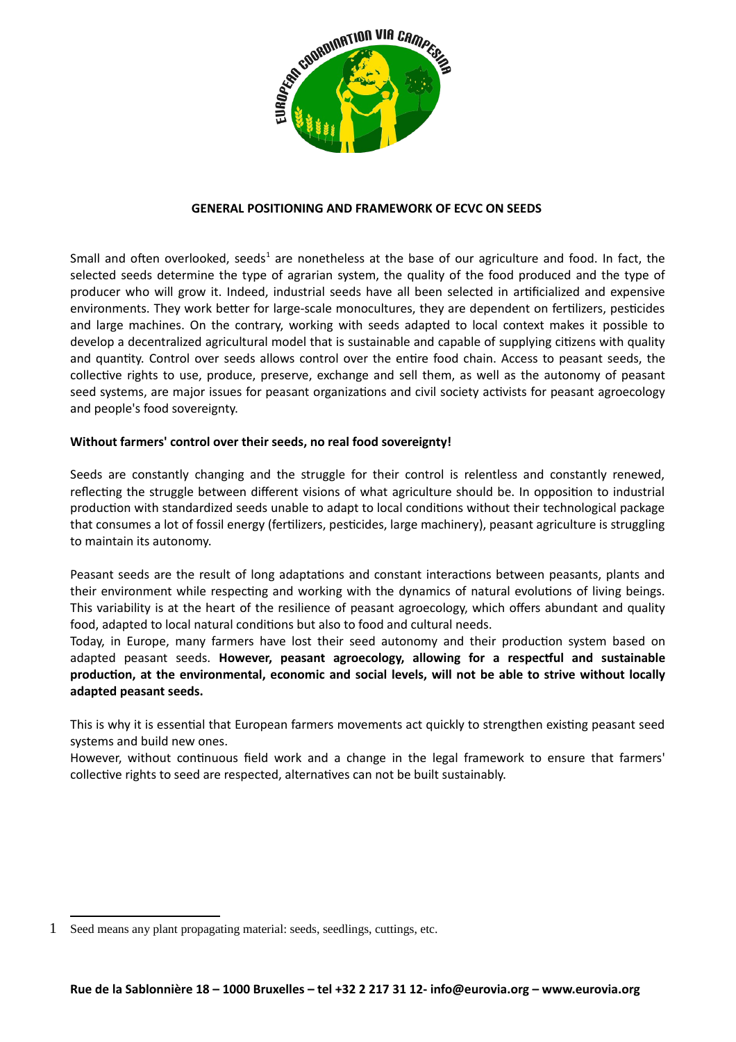# GENERAL POSITIONING AND FRAMEWORK OF ECVC ON SEEDS

Small and often overlooked, seeds[1] are nonetheless at the base of our agriculture and food. In fact, the selected seeds determine the type of agrarian system, the quality of the food produced and the type of producer who will grow it. Indeed, industrial seeds have all been selected in artificialized and expensive environments. They work better for large-scale monocultures, they are dependent on fertilizers, pesticides and large machines. On the contrary, working with seeds adapted to local context makes it possible to develop a decentralized agricultural model that is sustainable and capable of supplying citizens with quality and quantity. Control over seeds allows control over the entire food chain. Access to peasant seeds, the collective rights to use, produce, preserve, exchange and sell them, as well as the autonomy of peasant seed systems, are major issues for peasant organizations and civil society activists for peasant agroecology and people's food sovereignty.

**Without farmers' control over their seeds, no real food sovereignty!**

Seeds are constantly changing and the struggle for their control is relentless and constantly renewed, reflecting the struggle between different visions of what agriculture should be. In opposition to industrial production with standardized seeds unable to adapt to local conditions without their technological package that consumes a lot of fossil energy (fertilizers, pesticides, large machinery), peasant agriculture is struggling to maintain its autonomy.

Peasant seeds are the result of long adaptations and constant interactions between peasants, plants and their environment while respecting and working with the dynamics of natural evolutions of living beings. This variability is at the heart of the resilience of peasant agroecology, which offers abundant and quality food, adapted to local natural conditions but also to food and cultural needs.

Today, in Europe, many farmers have lost their seed autonomy and their production system based on adapted peasant seeds. **However, peasant agroecology, allowing for a respectful and sustainable production, at the environmental, economic and social levels, will not be able to strive without locally adapted peasant seeds.**

This is why it is essential that European farmers movements act quickly to strengthen existing peasant seed systems and build new ones.

However, without continuous field work and a change in the legal framework to ensure that farmers' collective rights to seed are respected, alternatives can not be built sustainably.

---

[1] Seed means any plant propagating material: seeds, seedlings, cuttings, etc.

**Rue de la Sablonnière 18 – 1000 Bruxelles – tel +32 2 217 31 12- info@eurovia.org – www.eurovia.org**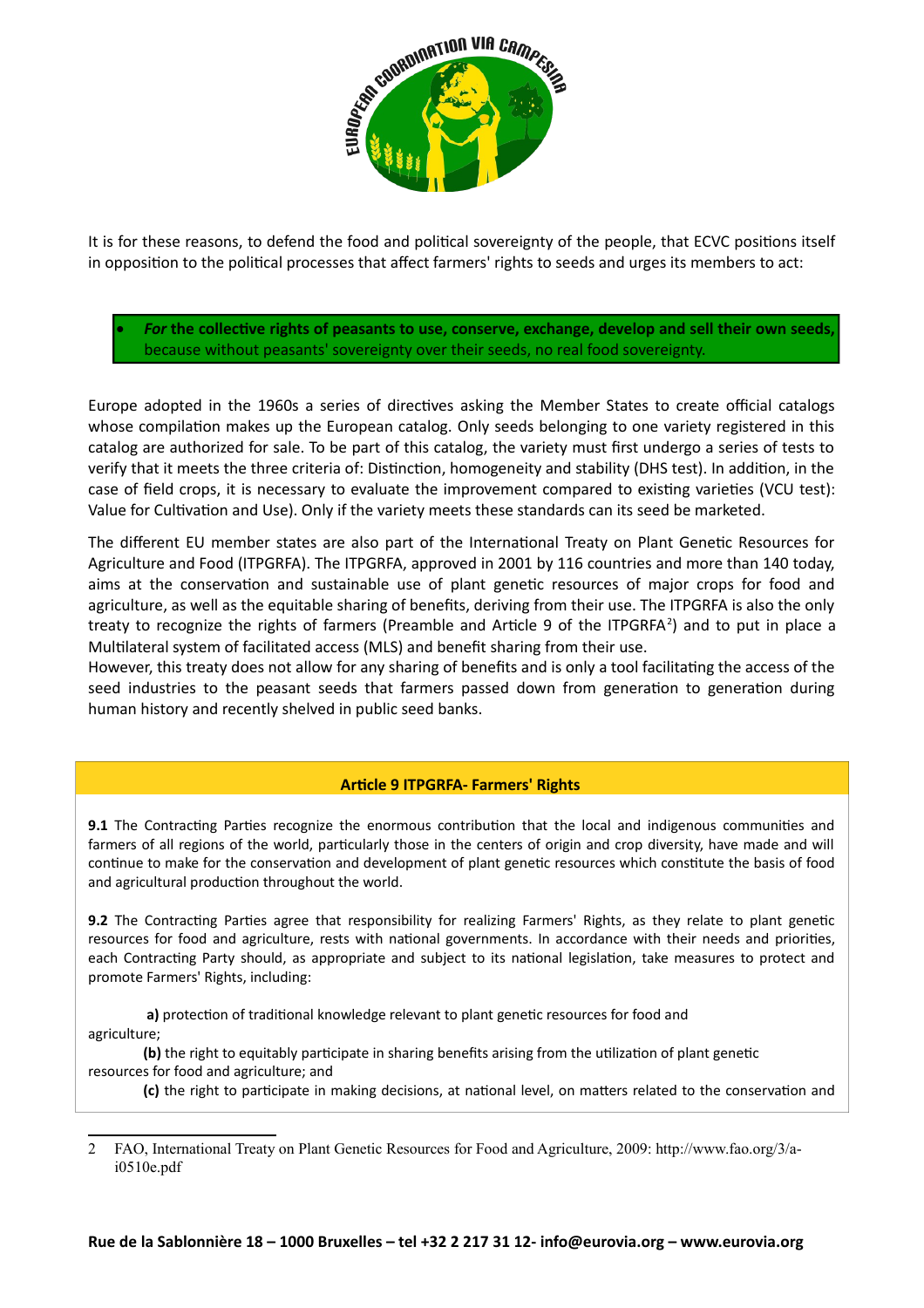It is for these reasons, to defend the food and political sovereignty of the people, that ECVC positions itself in opposition to the political processes that affect farmers' rights to seeds and urges its members to act:

- ***For* the collective rights of peasants to use, conserve, exchange, develop and sell their own seeds,** because without peasants' sovereignty over their seeds, no real food sovereignty.

Europe adopted in the 1960s a series of directives asking the Member States to create official catalogs whose compilation makes up the European catalog. Only seeds belonging to one variety registered in this catalog are authorized for sale. To be part of this catalog, the variety must first undergo a series of tests to verify that it meets the three criteria of: Distinction, homogeneity and stability (DHS test). In addition, in the case of field crops, it is necessary to evaluate the improvement compared to existing varieties (VCU test): Value for Cultivation and Use). Only if the variety meets these standards can its seed be marketed.

The different EU member states are also part of the International Treaty on Plant Genetic Resources for Agriculture and Food (ITPGRFA). The ITPGRFA, approved in 2001 by 116 countries and more than 140 today, aims at the conservation and sustainable use of plant genetic resources of major crops for food and agriculture, as well as the equitable sharing of benefits, deriving from their use. The ITPGRFA is also the only treaty to recognize the rights of farmers (Preamble and Article 9 of the ITPGRFA[2]) and to put in place a Multilateral system of facilitated access (MLS) and benefit sharing from their use.
However, this treaty does not allow for any sharing of benefits and is only a tool facilitating the access of the seed industries to the peasant seeds that farmers passed down from generation to generation during human history and recently shelved in public seed banks.

**Article 9 ITPGRFA- Farmers' Rights**

**9.1** The Contracting Parties recognize the enormous contribution that the local and indigenous communities and farmers of all regions of the world, particularly those in the centers of origin and crop diversity, have made and will continue to make for the conservation and development of plant genetic resources which constitute the basis of food and agricultural production throughout the world.

**9.2** The Contracting Parties agree that responsibility for realizing Farmers' Rights, as they relate to plant genetic resources for food and agriculture, rests with national governments. In accordance with their needs and priorities, each Contracting Party should, as appropriate and subject to its national legislation, take measures to protect and promote Farmers' Rights, including:

**a)** protection of traditional knowledge relevant to plant genetic resources for food and agriculture;

**(b)** the right to equitably participate in sharing benefits arising from the utilization of plant genetic resources for food and agriculture; and

**(c)** the right to participate in making decisions, at national level, on matters related to the conservation and

---

2 FAO, International Treaty on Plant Genetic Resources for Food and Agriculture, 2009: http://www.fao.org/3/a-i0510e.pdf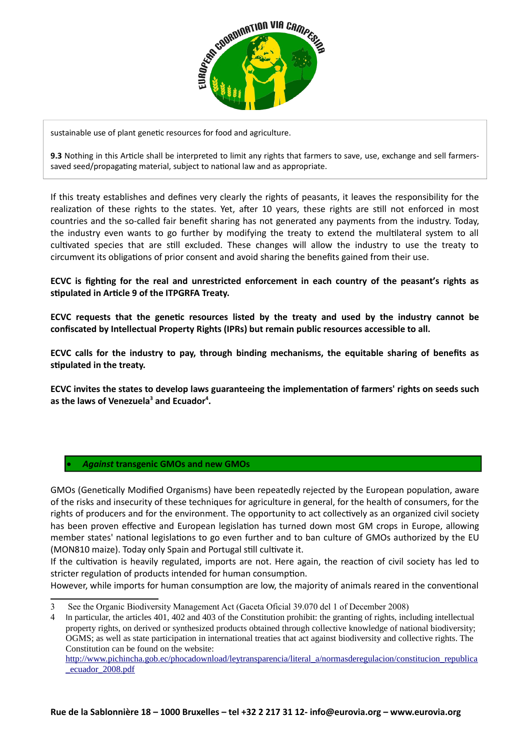sustainable use of plant genetic resources for food and agriculture.

**9.3** Nothing in this Article shall be interpreted to limit any rights that farmers to save, use, exchange and sell farmers-saved seed/propagating material, subject to national law and as appropriate.

If this treaty establishes and defines very clearly the rights of peasants, it leaves the responsibility for the realization of these rights to the states. Yet, after 10 years, these rights are still not enforced in most countries and the so-called fair benefit sharing has not generated any payments from the industry. Today, the industry even wants to go further by modifying the treaty to extend the multilateral system to all cultivated species that are still excluded. These changes will allow the industry to use the treaty to circumvent its obligations of prior consent and avoid sharing the benefits gained from their use.

**ECVC is fighting for the real and unrestricted enforcement in each country of the peasant's rights as stipulated in Article 9 of the ITPGRFA Treaty.**

**ECVC requests that the genetic resources listed by the treaty and used by the industry cannot be confiscated by Intellectual Property Rights (IPRs) but remain public resources accessible to all.**

**ECVC calls for the industry to pay, through binding mechanisms, the equitable sharing of benefits as stipulated in the treaty.**

**ECVC invites the states to develop laws guaranteeing the implementation of farmers' rights on seeds such as the laws of Venezuela[3] and Ecuador[4].**

- ***Against* transgenic GMOs and new GMOs**

GMOs (Genetically Modified Organisms) have been repeatedly rejected by the European population, aware of the risks and insecurity of these techniques for agriculture in general, for the health of consumers, for the rights of producers and for the environment. The opportunity to act collectively as an organized civil society has been proven effective and European legislation has turned down most GM crops in Europe, allowing member states' national legislations to go even further and to ban culture of GMOs authorized by the EU (MON810 maize). Today only Spain and Portugal still cultivate it.
If the cultivation is heavily regulated, imports are not. Here again, the reaction of civil society has led to stricter regulation of products intended for human consumption.
However, while imports for human consumption are low, the majority of animals reared in the conventional

3 See the Organic Biodiversity Management Act (Gaceta Oficial 39.070 del 1 of December 2008)

4 In particular, the articles 401, 402 and 403 of the Constitution prohibit: the granting of rights, including intellectual property rights, on derived or synthesized products obtained through collective knowledge of national biodiversity; OGMS; as well as state participation in international treaties that act against biodiversity and collective rights. The Constitution can be found on the website: http://www.pichincha.gob.ec/phocadownload/leytransparencia/literal_a/normasderegulacion/constitucion_republica_ecuador_2008.pdf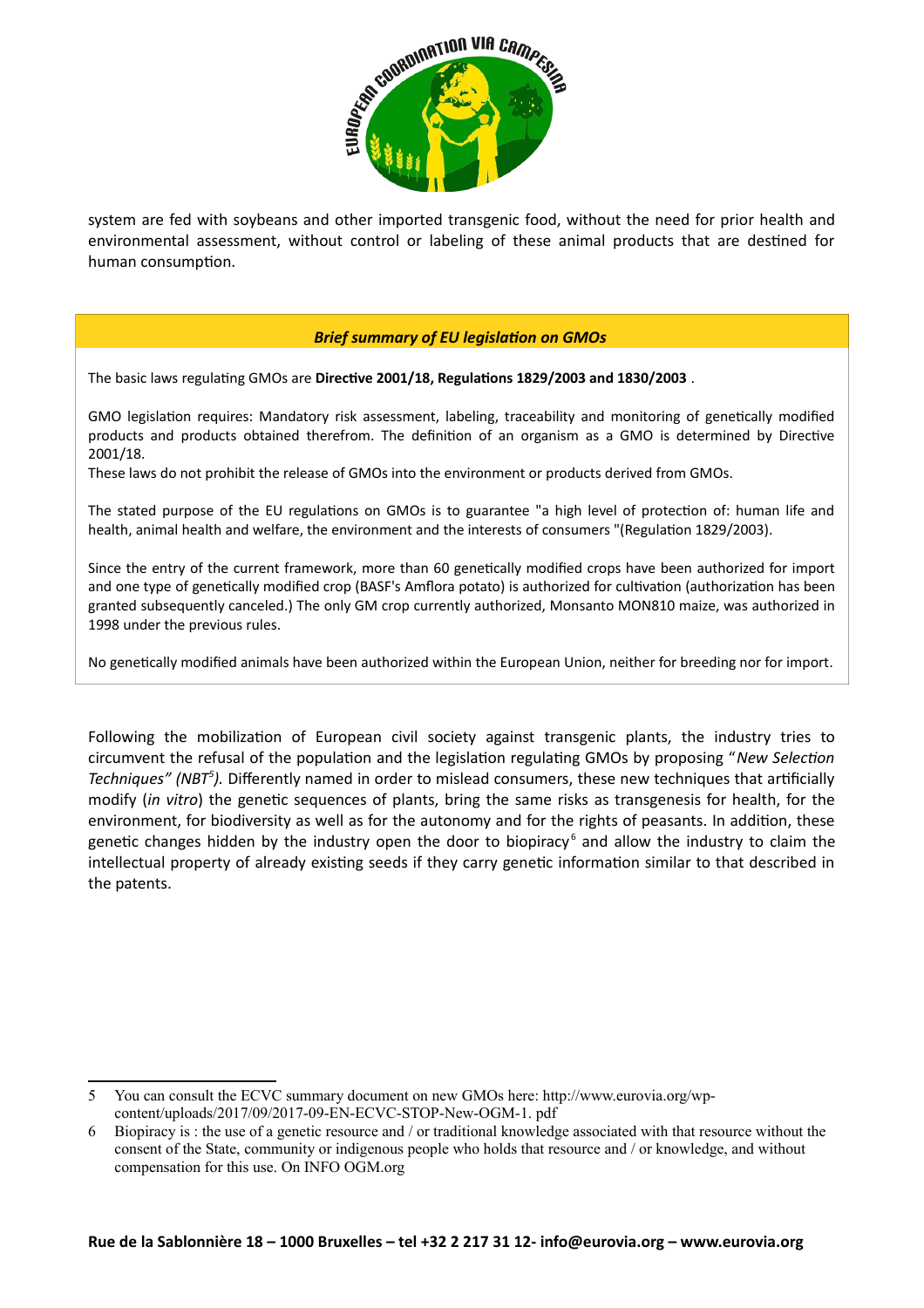system are fed with soybeans and other imported transgenic food, without the need for prior health and environmental assessment, without control or labeling of these animal products that are destined for human consumption.

### *Brief summary of EU legislation on GMOs*

The basic laws regulating GMOs are **Directive 2001/18, Regulations 1829/2003 and 1830/2003** .

GMO legislation requires: Mandatory risk assessment, labeling, traceability and monitoring of genetically modified products and products obtained therefrom. The definition of an organism as a GMO is determined by Directive 2001/18.
These laws do not prohibit the release of GMOs into the environment or products derived from GMOs.

The stated purpose of the EU regulations on GMOs is to guarantee "a high level of protection of: human life and health, animal health and welfare, the environment and the interests of consumers "(Regulation 1829/2003).

Since the entry of the current framework, more than 60 genetically modified crops have been authorized for import and one type of genetically modified crop (BASF's Amflora potato) is authorized for cultivation (authorization has been granted subsequently canceled.) The only GM crop currently authorized, Monsanto MON810 maize, was authorized in 1998 under the previous rules.

No genetically modified animals have been authorized within the European Union, neither for breeding nor for import.

Following the mobilization of European civil society against transgenic plants, the industry tries to circumvent the refusal of the population and the legislation regulating GMOs by proposing "*New Selection Techniques" (NBT*[5]*).* Differently named in order to mislead consumers, these new techniques that artificially modify (*in vitro*) the genetic sequences of plants, bring the same risks as transgenesis for health, for the environment, for biodiversity as well as for the autonomy and for the rights of peasants. In addition, these genetic changes hidden by the industry open the door to biopiracy[6] and allow the industry to claim the intellectual property of already existing seeds if they carry genetic information similar to that described in the patents.

---

5 You can consult the ECVC summary document on new GMOs here: http://www.eurovia.org/wp-content/uploads/2017/09/2017-09-EN-ECVC-STOP-New-OGM-1. pdf

6 Biopiracy is : the use of a genetic resource and / or traditional knowledge associated with that resource without the consent of the State, community or indigenous people who holds that resource and / or knowledge, and without compensation for this use. On INFO OGM.org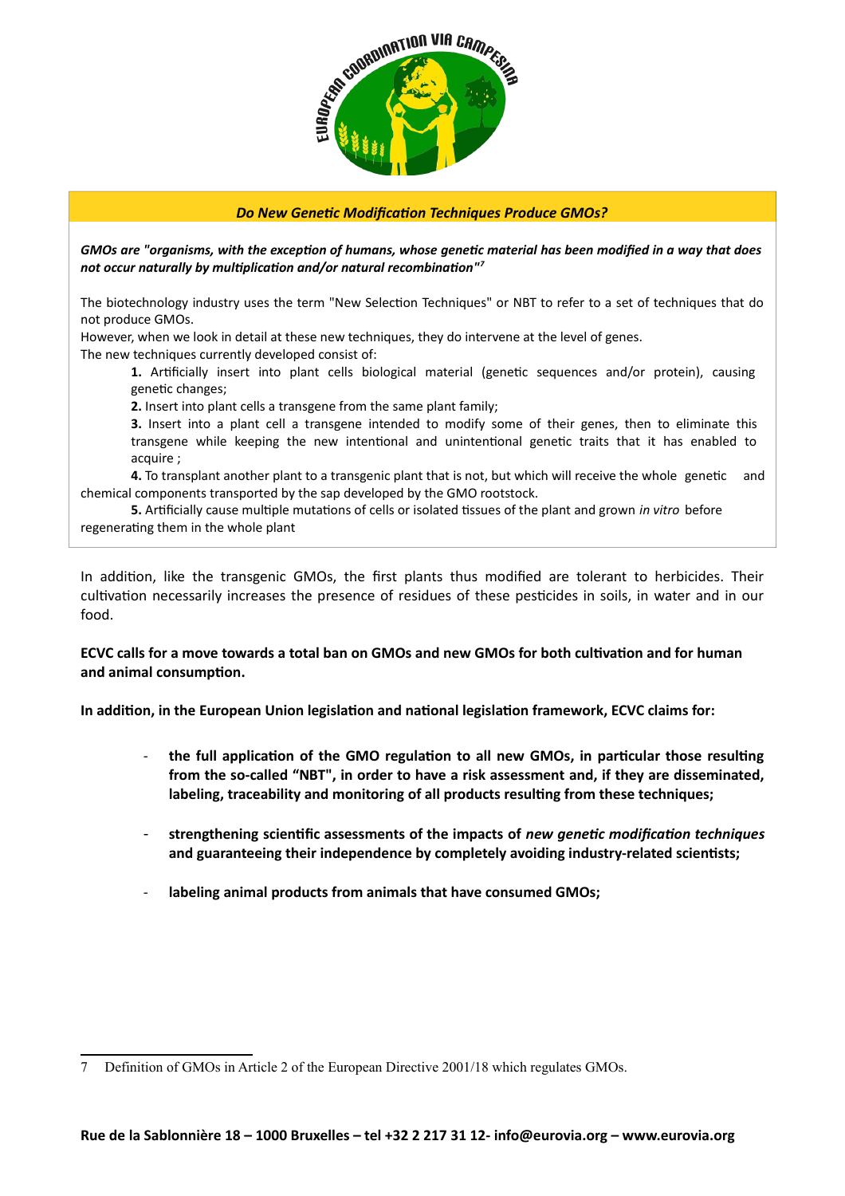***Do New Genetic Modification Techniques Produce GMOs?***

***GMOs are "organisms, with the exception of humans, whose genetic material has been modified in a way that does not occur naturally by multiplication and/or natural recombination"[7]***

The biotechnology industry uses the term "New Selection Techniques" or NBT to refer to a set of techniques that do not produce GMOs.

However, when we look in detail at these new techniques, they do intervene at the level of genes.

The new techniques currently developed consist of:

**1.** Artificially insert into plant cells biological material (genetic sequences and/or protein), causing genetic changes;

**2.** Insert into plant cells a transgene from the same plant family;

**3.** Insert into a plant cell a transgene intended to modify some of their genes, then to eliminate this transgene while keeping the new intentional and unintentional genetic traits that it has enabled to acquire ;

**4.** To transplant another plant to a transgenic plant that is not, but which will receive the whole genetic and chemical components transported by the sap developed by the GMO rootstock.

**5.** Artificially cause multiple mutations of cells or isolated tissues of the plant and grown *in vitro* before regenerating them in the whole plant

In addition, like the transgenic GMOs, the first plants thus modified are tolerant to herbicides. Their cultivation necessarily increases the presence of residues of these pesticides in soils, in water and in our food.

**ECVC calls for a move towards a total ban on GMOs and new GMOs for both cultivation and for human and animal consumption.**

**In addition, in the European Union legislation and national legislation framework, ECVC claims for:**

- **the full application of the GMO regulation to all new GMOs, in particular those resulting from the so-called "NBT", in order to have a risk assessment and, if they are disseminated, labeling, traceability and monitoring of all products resulting from these techniques;**
- **strengthening scientific assessments of the impacts of *new genetic modification techniques* and guaranteeing their independence by completely avoiding industry-related scientists;**
- **labeling animal products from animals that have consumed GMOs;**

---

7 Definition of GMOs in Article 2 of the European Directive 2001/18 which regulates GMOs.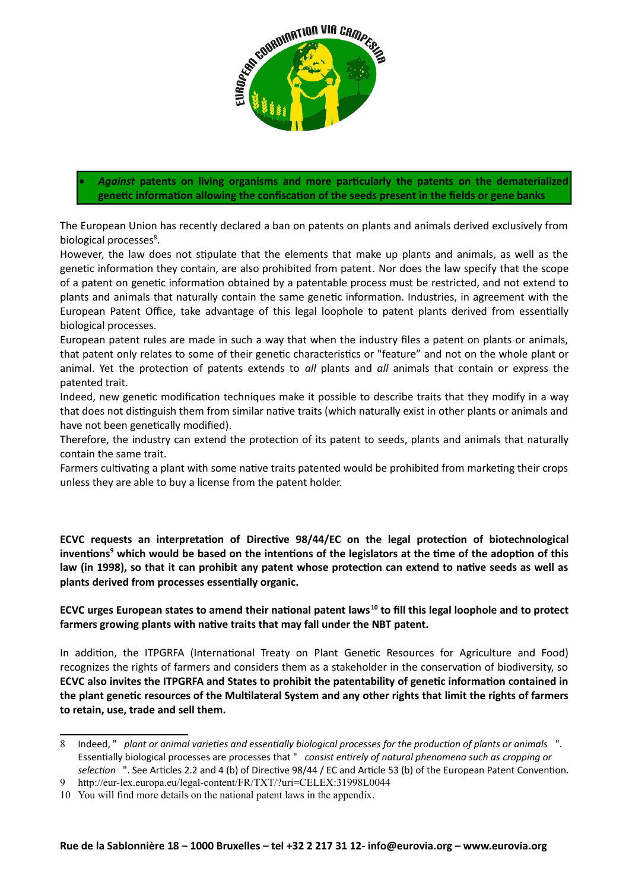- ***Against*** **patents on living organisms and more particularly the patents on the dematerialized genetic information allowing the confiscation of the seeds present in the fields or gene banks**

The European Union has recently declared a ban on patents on plants and animals derived exclusively from biological processes[8].

However, the law does not stipulate that the elements that make up plants and animals, as well as the genetic information they contain, are also prohibited from patent. Nor does the law specify that the scope of a patent on genetic information obtained by a patentable process must be restricted, and not extend to plants and animals that naturally contain the same genetic information. Industries, in agreement with the European Patent Office, take advantage of this legal loophole to patent plants derived from essentially biological processes.

European patent rules are made in such a way that when the industry files a patent on plants or animals, that patent only relates to some of their genetic characteristics or "feature" and not on the whole plant or animal. Yet the protection of patents extends to *all* plants and *all* animals that contain or express the patented trait.

Indeed, new genetic modification techniques make it possible to describe traits that they modify in a way that does not distinguish them from similar native traits (which naturally exist in other plants or animals and have not been genetically modified).

Therefore, the industry can extend the protection of its patent to seeds, plants and animals that naturally contain the same trait.

Farmers cultivating a plant with some native traits patented would be prohibited from marketing their crops unless they are able to buy a license from the patent holder.

**ECVC requests an interpretation of Directive 98/44/EC on the legal protection of biotechnological inventions[9] which would be based on the intentions of the legislators at the time of the adoption of this law (in 1998), so that it can prohibit any patent whose protection can extend to native seeds as well as plants derived from processes essentially organic.**

**ECVC urges European states to amend their national patent laws[10] to fill this legal loophole and to protect farmers growing plants with native traits that may fall under the NBT patent.**

In addition, the ITPGRFA (International Treaty on Plant Genetic Resources for Agriculture and Food) recognizes the rights of farmers and considers them as a stakeholder in the conservation of biodiversity, so **ECVC also invites the ITPGRFA and States to prohibit the patentability of genetic information contained in the plant genetic resources of the Multilateral System and any other rights that limit the rights of farmers to retain, use, trade and sell them.**

---

8 Indeed, " *plant or animal varieties and essentially biological processes for the production of plants or animals* ". Essentially biological processes are processes that " *consist entirely of natural phenomena such as cropping or selection* ". See Articles 2.2 and 4 (b) of Directive 98/44 / EC and Article 53 (b) of the European Patent Convention.

9 http://eur-lex.europa.eu/legal-content/FR/TXT/?uri=CELEX:31998L0044

10 You will find more details on the national patent laws in the appendix.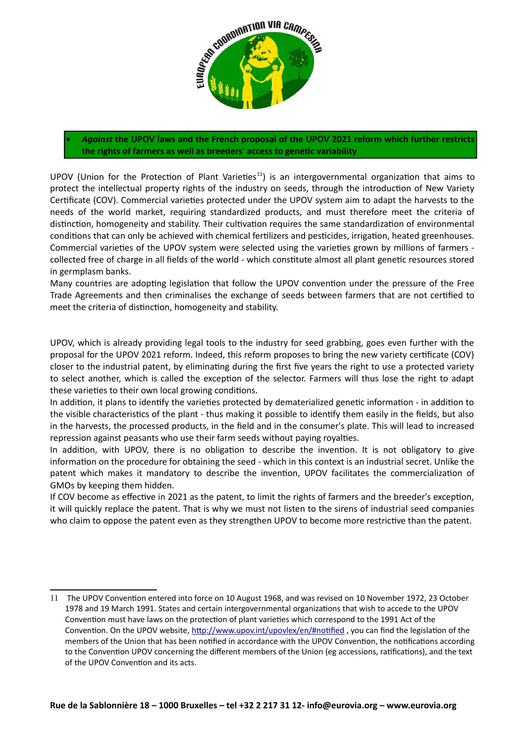- ***Against*** **the UPOV laws and the French proposal of the UPOV 2021 reform which further restricts the rights of farmers as well as breeders' access to genetic variability**

UPOV (Union for the Protection of Plant Varieties[11]) is an intergovernmental organization that aims to protect the intellectual property rights of the industry on seeds, through the introduction of New Variety Certificate (COV). Commercial varieties protected under the UPOV system aim to adapt the harvests to the needs of the world market, requiring standardized products, and must therefore meet the criteria of distinction, homogeneity and stability. Their cultivation requires the same standardization of environmental conditions that can only be achieved with chemical fertilizers and pesticides, irrigation, heated greenhouses. Commercial varieties of the UPOV system were selected using the varieties grown by millions of farmers - collected free of charge in all fields of the world - which constitute almost all plant genetic resources stored in germplasm banks.

Many countries are adopting legislation that follow the UPOV convention under the pressure of the Free Trade Agreements and then criminalises the exchange of seeds between farmers that are not certified to meet the criteria of distinction, homogeneity and stability.

UPOV, which is already providing legal tools to the industry for seed grabbing, goes even further with the proposal for the UPOV 2021 reform. Indeed, this reform proposes to bring the new variety certificate (COV) closer to the industrial patent, by eliminating during the first five years the right to use a protected variety to select another, which is called the exception of the selector. Farmers will thus lose the right to adapt these varieties to their own local growing conditions.

In addition, it plans to identify the varieties protected by dematerialized genetic information - in addition to the visible characteristics of the plant - thus making it possible to identify them easily in the fields, but also in the harvests, the processed products, in the field and in the consumer's plate. This will lead to increased repression against peasants who use their farm seeds without paying royalties.

In addition, with UPOV, there is no obligation to describe the invention. It is not obligatory to give information on the procedure for obtaining the seed - which in this context is an industrial secret. Unlike the patent which makes it mandatory to describe the invention, UPOV facilitates the commercialization of GMOs by keeping them hidden.

If COV become as effective in 2021 as the patent, to limit the rights of farmers and the breeder's exception, it will quickly replace the patent. That is why we must not listen to the sirens of industrial seed companies who claim to oppose the patent even as they strengthen UPOV to become more restrictive than the patent.

---

[11] The UPOV Convention entered into force on 10 August 1968, and was revised on 10 November 1972, 23 October 1978 and 19 March 1991. States and certain intergovernmental organizations that wish to accede to the UPOV Convention must have laws on the protection of plant varieties which correspond to the 1991 Act of the Convention. On the UPOV website, http://www.upov.int/upovlex/en/#notified , you can find the legislation of the members of the Union that has been notified in accordance with the UPOV Convention, the notifications according to the Convention UPOV concerning the different members of the Union (eg accessions, ratifications), and the text of the UPOV Convention and its acts.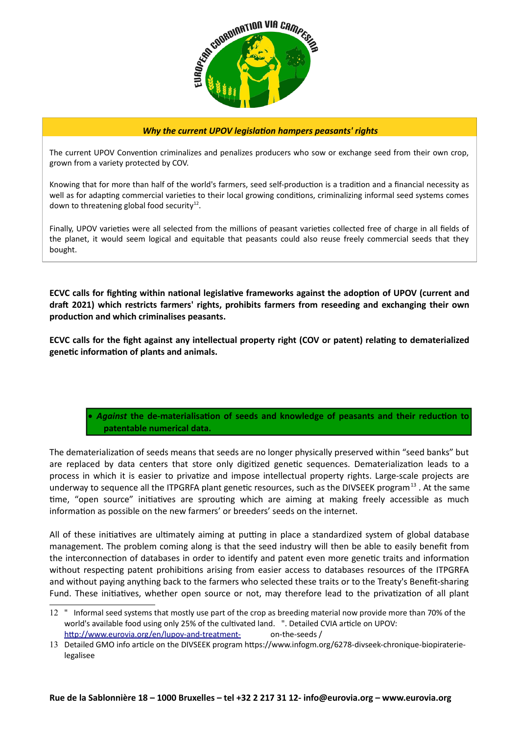***Why the current UPOV legislation hampers peasants' rights***

The current UPOV Convention criminalizes and penalizes producers who sow or exchange seed from their own crop, grown from a variety protected by COV.

Knowing that for more than half of the world's farmers, seed self-production is a tradition and a financial necessity as well as for adapting commercial varieties to their local growing conditions, criminalizing informal seed systems comes down to threatening global food security[12].

Finally, UPOV varieties were all selected from the millions of peasant varieties collected free of charge in all fields of the planet, it would seem logical and equitable that peasants could also reuse freely commercial seeds that they bought.

**ECVC calls for fighting within national legislative frameworks against the adoption of UPOV (current and draft 2021) which restricts farmers' rights, prohibits farmers from reseeding and exchanging their own production and which criminalises peasants.**

**ECVC calls for the fight against any intellectual property right (COV or patent) relating to dematerialized genetic information of plants and animals.**

- ***Against*** **the de-materialisation of seeds and knowledge of peasants and their reduction to patentable numerical data.**

The dematerialization of seeds means that seeds are no longer physically preserved within "seed banks" but are replaced by data centers that store only digitized genetic sequences. Dematerialization leads to a process in which it is easier to privatize and impose intellectual property rights. Large-scale projects are underway to sequence all the ITPGRFA plant genetic resources, such as the DIVSEEK program[13]. At the same time, "open source" initiatives are sprouting which are aiming at making freely accessible as much information as possible on the new farmers' or breeders' seeds on the internet.

All of these initiatives are ultimately aiming at putting in place a standardized system of global database management. The problem coming along is that the seed industry will then be able to easily benefit from the interconnection of databases in order to identify and patent even more genetic traits and information without respecting patent prohibitions arising from easier access to databases resources of the ITPGRFA and without paying anything back to the farmers who selected these traits or to the Treaty's Benefit-sharing Fund. These initiatives, whether open source or not, may therefore lead to the privatization of all plant

---

12 " Informal seed systems that mostly use part of the crop as breeding material now provide more than 70% of the world's available food using only 25% of the cultivated land. ". Detailed CVIA article on UPOV: http://www.eurovia.org/en/lupov-and-treatment- on-the-seeds /

13 Detailed GMO info article on the DIVSEEK program https://www.infogm.org/6278-divseek-chronique-biopiraterie-legalisee

**Rue de la Sablonnière 18 – 1000 Bruxelles – tel +32 2 217 31 12- info@eurovia.org – www.eurovia.org**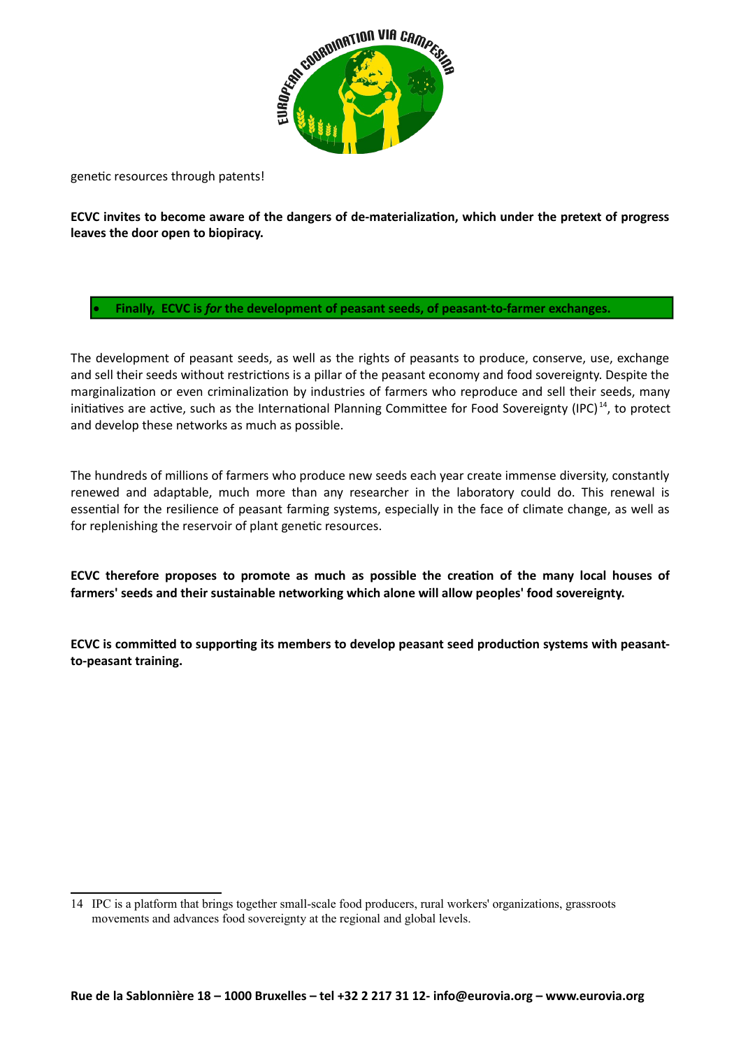genetic resources through patents!

**ECVC invites to become aware of the dangers of de-materialization, which under the pretext of progress leaves the door open to biopiracy.**

- **Finally, ECVC is *for* the development of peasant seeds, of peasant-to-farmer exchanges.**

The development of peasant seeds, as well as the rights of peasants to produce, conserve, use, exchange and sell their seeds without restrictions is a pillar of the peasant economy and food sovereignty. Despite the marginalization or even criminalization by industries of farmers who reproduce and sell their seeds, many initiatives are active, such as the International Planning Committee for Food Sovereignty (IPC)[14], to protect and develop these networks as much as possible.

The hundreds of millions of farmers who produce new seeds each year create immense diversity, constantly renewed and adaptable, much more than any researcher in the laboratory could do. This renewal is essential for the resilience of peasant farming systems, especially in the face of climate change, as well as for replenishing the reservoir of plant genetic resources.

**ECVC therefore proposes to promote as much as possible the creation of the many local houses of farmers' seeds and their sustainable networking which alone will allow peoples' food sovereignty.**

**ECVC is committed to supporting its members to develop peasant seed production systems with peasant-to-peasant training.**

---

14 IPC is a platform that brings together small-scale food producers, rural workers' organizations, grassroots movements and advances food sovereignty at the regional and global levels.